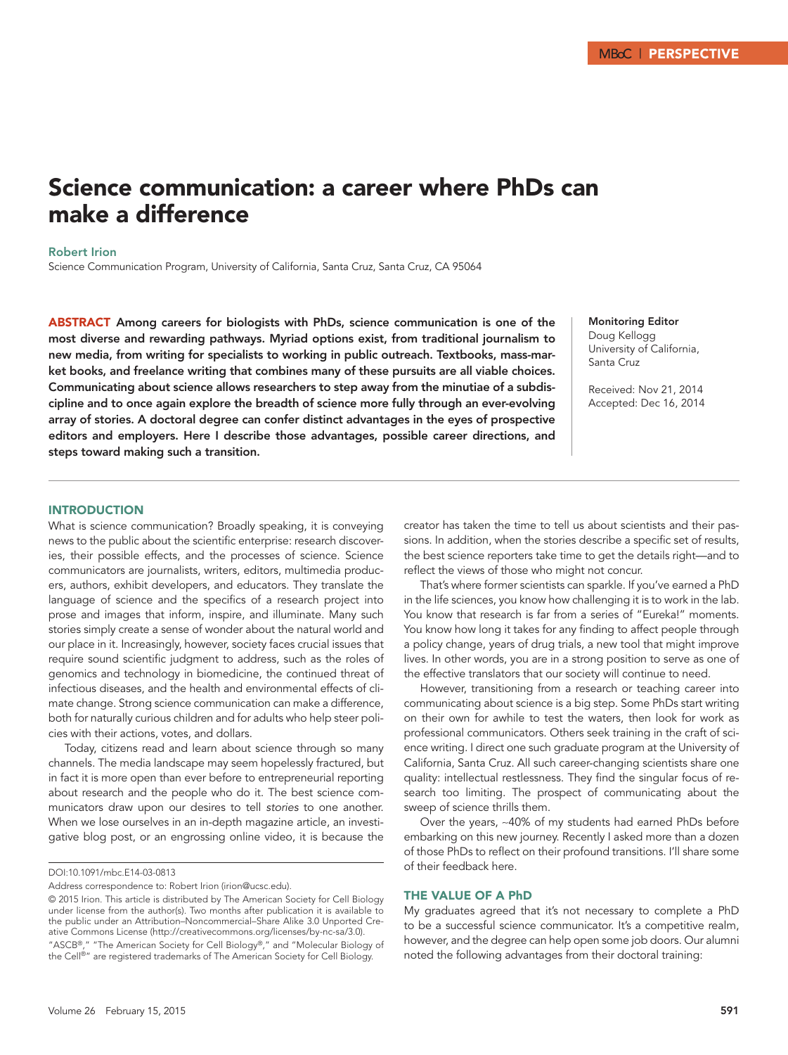# Science communication: a career where PhDs can make a difference

**Robert Irion**

Science Communication Program, University of California, Santa Cruz, Santa Cruz, CA 95064

**ABSTRACT** **Among careers for biologists with PhDs, science communication is one of the most diverse and rewarding pathways. Myriad options exist, from traditional journalism to new media, from writing for specialists to working in public outreach. Textbooks, mass-market books, and freelance writing that combines many of these pursuits are all viable choices. Communicating about science allows researchers to step away from the minutiae of a subdiscipline and to once again explore the breadth of science more fully through an ever-evolving array of stories. A doctoral degree can confer distinct advantages in the eyes of prospective editors and employers. Here I describe those advantages, possible career directions, and steps toward making such a transition.**

**Monitoring Editor**
Doug Kellogg
University of California, Santa Cruz

Received: Nov 21, 2014
Accepted: Dec 16, 2014

## INTRODUCTION

What is science communication? Broadly speaking, it is conveying news to the public about the scientific enterprise: research discoveries, their possible effects, and the processes of science. Science communicators are journalists, writers, editors, multimedia producers, authors, exhibit developers, and educators. They translate the language of science and the specifics of a research project into prose and images that inform, inspire, and illuminate. Many such stories simply create a sense of wonder about the natural world and our place in it. Increasingly, however, society faces crucial issues that require sound scientific judgment to address, such as the roles of genomics and technology in biomedicine, the continued threat of infectious diseases, and the health and environmental effects of climate change. Strong science communication can make a difference, both for naturally curious children and for adults who help steer policies with their actions, votes, and dollars.

Today, citizens read and learn about science through so many channels. The media landscape may seem hopelessly fractured, but in fact it is more open than ever before to entrepreneurial reporting about research and the people who do it. The best science communicators draw upon our desires to tell *stories* to one another. When we lose ourselves in an in-depth magazine article, an investigative blog post, or an engrossing online video, it is because the creator has taken the time to tell us about scientists and their passions. In addition, when the stories describe a specific set of results, the best science reporters take time to get the details right—and to reflect the views of those who might not concur.

That's where former scientists can sparkle. If you've earned a PhD in the life sciences, you know how challenging it is to work in the lab. You know that research is far from a series of "Eureka!" moments. You know how long it takes for any finding to affect people through a policy change, years of drug trials, a new tool that might improve lives. In other words, you are in a strong position to serve as one of the effective translators that our society will continue to need.

However, transitioning from a research or teaching career into communicating about science is a big step. Some PhDs start writing on their own for awhile to test the waters, then look for work as professional communicators. Others seek training in the craft of science writing. I direct one such graduate program at the University of California, Santa Cruz. All such career-changing scientists share one quality: intellectual restlessness. They find the singular focus of research too limiting. The prospect of communicating about the sweep of science thrills them.

Over the years, ~40% of my students had earned PhDs before embarking on this new journey. Recently I asked more than a dozen of those PhDs to reflect on their profound transitions. I'll share some of their feedback here.

## THE VALUE OF A PhD

My graduates agreed that it's not necessary to complete a PhD to be a successful science communicator. It's a competitive realm, however, and the degree can help open some job doors. Our alumni noted the following advantages from their doctoral training:

DOI:10.1091/mbc.E14-03-0813

Address correspondence to: Robert Irion (irion@ucsc.edu).

© 2015 Irion. This article is distributed by The American Society for Cell Biology under license from the author(s). Two months after publication it is available to the public under an Attribution–Noncommercial–Share Alike 3.0 Unported Creative Commons License (http://creativecommons.org/licenses/by-nc-sa/3.0).

"ASCB®," "The American Society for Cell Biology®," and "Molecular Biology of the Cell®" are registered trademarks of The American Society for Cell Biology.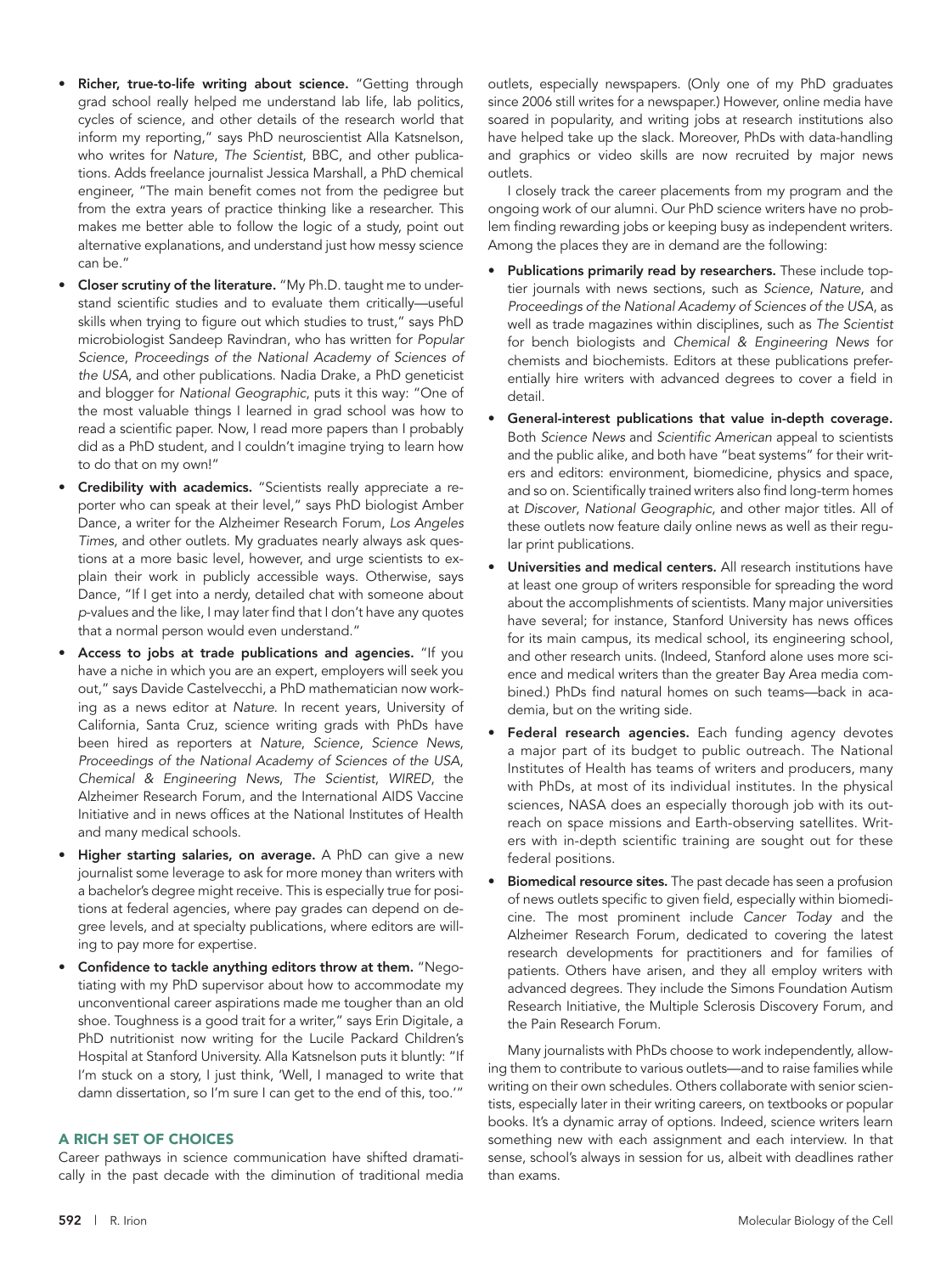- **Richer, true-to-life writing about science.** "Getting through grad school really helped me understand lab life, lab politics, cycles of science, and other details of the research world that inform my reporting," says PhD neuroscientist Alla Katsnelson, who writes for *Nature*, *The Scientist*, BBC, and other publications. Adds freelance journalist Jessica Marshall, a PhD chemical engineer, "The main benefit comes not from the pedigree but from the extra years of practice thinking like a researcher. This makes me better able to follow the logic of a study, point out alternative explanations, and understand just how messy science can be."
- **Closer scrutiny of the literature.** "My Ph.D. taught me to understand scientific studies and to evaluate them critically—useful skills when trying to figure out which studies to trust," says PhD microbiologist Sandeep Ravindran, who has written for *Popular Science*, *Proceedings of the National Academy of Sciences of the USA*, and other publications. Nadia Drake, a PhD geneticist and blogger for *National Geographic*, puts it this way: "One of the most valuable things I learned in grad school was how to read a scientific paper. Now, I read more papers than I probably did as a PhD student, and I couldn't imagine trying to learn how to do that on my own!"
- **Credibility with academics.** "Scientists really appreciate a reporter who can speak at their level," says PhD biologist Amber Dance, a writer for the Alzheimer Research Forum, *Los Angeles Times*, and other outlets. My graduates nearly always ask questions at a more basic level, however, and urge scientists to explain their work in publicly accessible ways. Otherwise, says Dance, "If I get into a nerdy, detailed chat with someone about *p*-values and the like, I may later find that I don't have any quotes that a normal person would even understand."
- **Access to jobs at trade publications and agencies.** "If you have a niche in which you are an expert, employers will seek you out," says Davide Castelvecchi, a PhD mathematician now working as a news editor at *Nature*. In recent years, University of California, Santa Cruz, science writing grads with PhDs have been hired as reporters at *Nature*, *Science*, *Science News*, *Proceedings of the National Academy of Sciences of the USA*, *Chemical & Engineering News*, *The Scientist*, *WIRED*, the Alzheimer Research Forum, and the International AIDS Vaccine Initiative and in news offices at the National Institutes of Health and many medical schools.
- **Higher starting salaries, on average.** A PhD can give a new journalist some leverage to ask for more money than writers with a bachelor's degree might receive. This is especially true for positions at federal agencies, where pay grades can depend on degree levels, and at specialty publications, where editors are willing to pay more for expertise.
- **Confidence to tackle anything editors throw at them.** "Negotiating with my PhD supervisor about how to accommodate my unconventional career aspirations made me tougher than an old shoe. Toughness is a good trait for a writer," says Erin Digitale, a PhD nutritionist now writing for the Lucile Packard Children's Hospital at Stanford University. Alla Katsnelson puts it bluntly: "If I'm stuck on a story, I just think, 'Well, I managed to write that damn dissertation, so I'm sure I can get to the end of this, too.'"

## A RICH SET OF CHOICES

Career pathways in science communication have shifted dramatically in the past decade with the diminution of traditional media outlets, especially newspapers. (Only one of my PhD graduates since 2006 still writes for a newspaper.) However, online media have soared in popularity, and writing jobs at research institutions also have helped take up the slack. Moreover, PhDs with data-handling and graphics or video skills are now recruited by major news outlets.

I closely track the career placements from my program and the ongoing work of our alumni. Our PhD science writers have no problem finding rewarding jobs or keeping busy as independent writers. Among the places they are in demand are the following:

- **Publications primarily read by researchers.** These include top-tier journals with news sections, such as *Science*, *Nature*, and *Proceedings of the National Academy of Sciences of the USA*, as well as trade magazines within disciplines, such as *The Scientist* for bench biologists and *Chemical & Engineering News* for chemists and biochemists. Editors at these publications preferentially hire writers with advanced degrees to cover a field in detail.
- **General-interest publications that value in-depth coverage.** Both *Science News* and *Scientific American* appeal to scientists and the public alike, and both have "beat systems" for their writers and editors: environment, biomedicine, physics and space, and so on. Scientifically trained writers also find long-term homes at *Discover*, *National Geographic*, and other major titles. All of these outlets now feature daily online news as well as their regular print publications.
- **Universities and medical centers.** All research institutions have at least one group of writers responsible for spreading the word about the accomplishments of scientists. Many major universities have several; for instance, Stanford University has news offices for its main campus, its medical school, its engineering school, and other research units. (Indeed, Stanford alone uses more science and medical writers than the greater Bay Area media combined.) PhDs find natural homes on such teams—back in academia, but on the writing side.
- **Federal research agencies.** Each funding agency devotes a major part of its budget to public outreach. The National Institutes of Health has teams of writers and producers, many with PhDs, at most of its individual institutes. In the physical sciences, NASA does an especially thorough job with its outreach on space missions and Earth-observing satellites. Writers with in-depth scientific training are sought out for these federal positions.
- **Biomedical resource sites.** The past decade has seen a profusion of news outlets specific to given field, especially within biomedicine. The most prominent include *Cancer Today* and the Alzheimer Research Forum, dedicated to covering the latest research developments for practitioners and for families of patients. Others have arisen, and they all employ writers with advanced degrees. They include the Simons Foundation Autism Research Initiative, the Multiple Sclerosis Discovery Forum, and the Pain Research Forum.

Many journalists with PhDs choose to work independently, allowing them to contribute to various outlets—and to raise families while writing on their own schedules. Others collaborate with senior scientists, especially later in their writing careers, on textbooks or popular books. It's a dynamic array of options. Indeed, science writers learn something new with each assignment and each interview. In that sense, school's always in session for us, albeit with deadlines rather than exams.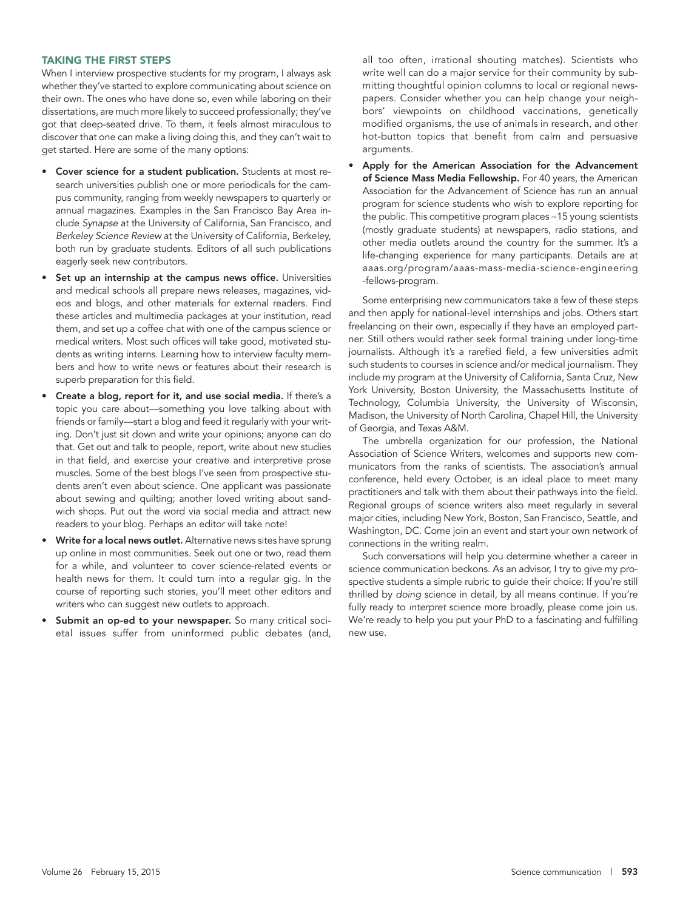## TAKING THE FIRST STEPS

When I interview prospective students for my program, I always ask whether they've started to explore communicating about science on their own. The ones who have done so, even while laboring on their dissertations, are much more likely to succeed professionally; they've got that deep-seated drive. To them, it feels almost miraculous to discover that one can make a living doing this, and they can't wait to get started. Here are some of the many options:

- **Cover science for a student publication.** Students at most research universities publish one or more periodicals for the campus community, ranging from weekly newspapers to quarterly or annual magazines. Examples in the San Francisco Bay Area include *Synapse* at the University of California, San Francisco, and *Berkeley Science Review* at the University of California, Berkeley, both run by graduate students. Editors of all such publications eagerly seek new contributors.
- **Set up an internship at the campus news office.** Universities and medical schools all prepare news releases, magazines, videos and blogs, and other materials for external readers. Find these articles and multimedia packages at your institution, read them, and set up a coffee chat with one of the campus science or medical writers. Most such offices will take good, motivated students as writing interns. Learning how to interview faculty members and how to write news or features about their research is superb preparation for this field.
- **Create a blog, report for it, and use social media.** If there's a topic you care about—something you love talking about with friends or family—start a blog and feed it regularly with your writing. Don't just sit down and write your opinions; anyone can do that. Get out and talk to people, report, write about new studies in that field, and exercise your creative and interpretive prose muscles. Some of the best blogs I've seen from prospective students aren't even about science. One applicant was passionate about sewing and quilting; another loved writing about sandwich shops. Put out the word via social media and attract new readers to your blog. Perhaps an editor will take note!
- **Write for a local news outlet.** Alternative news sites have sprung up online in most communities. Seek out one or two, read them for a while, and volunteer to cover science-related events or health news for them. It could turn into a regular gig. In the course of reporting such stories, you'll meet other editors and writers who can suggest new outlets to approach.
- **Submit an op-ed to your newspaper.** So many critical societal issues suffer from uninformed public debates (and, all too often, irrational shouting matches). Scientists who write well can do a major service for their community by submitting thoughtful opinion columns to local or regional newspapers. Consider whether you can help change your neighbors' viewpoints on childhood vaccinations, genetically modified organisms, the use of animals in research, and other hot-button topics that benefit from calm and persuasive arguments.
- **Apply for the American Association for the Advancement of Science Mass Media Fellowship.** For 40 years, the American Association for the Advancement of Science has run an annual program for science students who wish to explore reporting for the public. This competitive program places ~15 young scientists (mostly graduate students) at newspapers, radio stations, and other media outlets around the country for the summer. It's a life-changing experience for many participants. Details are at aaas.org/program/aaas-mass-media-science-engineering-fellows-program.

Some enterprising new communicators take a few of these steps and then apply for national-level internships and jobs. Others start freelancing on their own, especially if they have an employed partner. Still others would rather seek formal training under long-time journalists. Although it's a rarefied field, a few universities admit such students to courses in science and/or medical journalism. They include my program at the University of California, Santa Cruz, New York University, Boston University, the Massachusetts Institute of Technology, Columbia University, the University of Wisconsin, Madison, the University of North Carolina, Chapel Hill, the University of Georgia, and Texas A&M.

The umbrella organization for our profession, the National Association of Science Writers, welcomes and supports new communicators from the ranks of scientists. The association's annual conference, held every October, is an ideal place to meet many practitioners and talk with them about their pathways into the field. Regional groups of science writers also meet regularly in several major cities, including New York, Boston, San Francisco, Seattle, and Washington, DC. Come join an event and start your own network of connections in the writing realm.

Such conversations will help you determine whether a career in science communication beckons. As an advisor, I try to give my prospective students a simple rubric to guide their choice: If you're still thrilled by *doing* science in detail, by all means continue. If you're fully ready to *interpret* science more broadly, please come join us. We're ready to help you put your PhD to a fascinating and fulfilling new use.